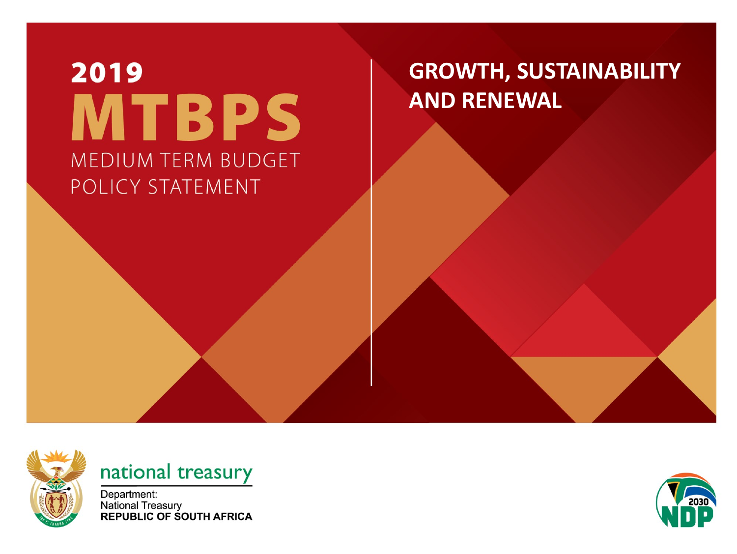# 2019 MTBPS

## MEDIUM TERM BUDGET POLICY STATEMENT

## GROWTH, SUSTAINABILITY AND RENEWAL

national treasury

Department:
National Treasury
**REPUBLIC OF SOUTH AFRICA**

2030 NDP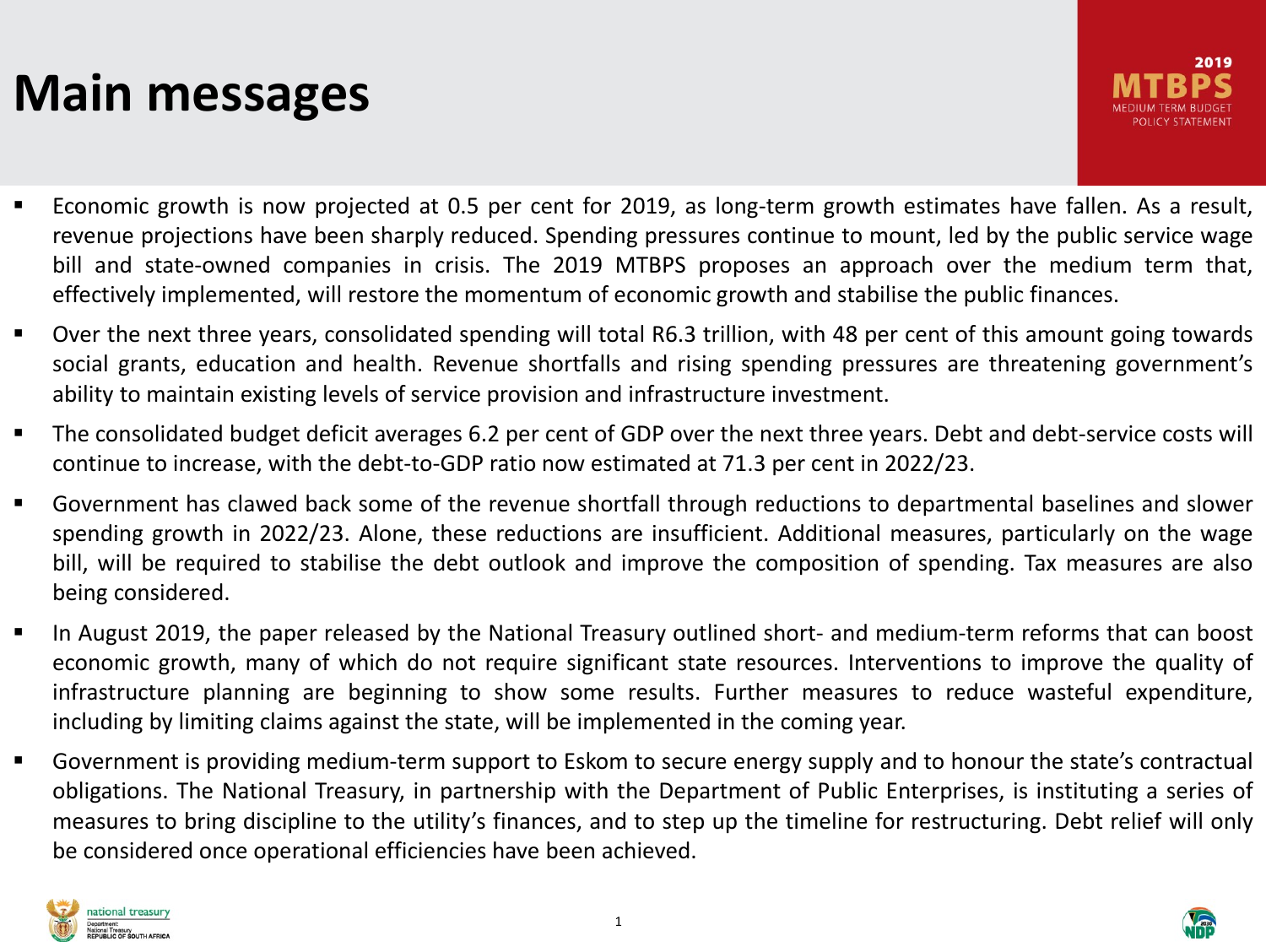# Main messages

- Economic growth is now projected at 0.5 per cent for 2019, as long-term growth estimates have fallen. As a result, revenue projections have been sharply reduced. Spending pressures continue to mount, led by the public service wage bill and state-owned companies in crisis. The 2019 MTBPS proposes an approach over the medium term that, effectively implemented, will restore the momentum of economic growth and stabilise the public finances.
- Over the next three years, consolidated spending will total R6.3 trillion, with 48 per cent of this amount going towards social grants, education and health. Revenue shortfalls and rising spending pressures are threatening government's ability to maintain existing levels of service provision and infrastructure investment.
- The consolidated budget deficit averages 6.2 per cent of GDP over the next three years. Debt and debt-service costs will continue to increase, with the debt-to-GDP ratio now estimated at 71.3 per cent in 2022/23.
- Government has clawed back some of the revenue shortfall through reductions to departmental baselines and slower spending growth in 2022/23. Alone, these reductions are insufficient. Additional measures, particularly on the wage bill, will be required to stabilise the debt outlook and improve the composition of spending. Tax measures are also being considered.
- In August 2019, the paper released by the National Treasury outlined short- and medium-term reforms that can boost economic growth, many of which do not require significant state resources. Interventions to improve the quality of infrastructure planning are beginning to show some results. Further measures to reduce wasteful expenditure, including by limiting claims against the state, will be implemented in the coming year.
- Government is providing medium-term support to Eskom to secure energy supply and to honour the state's contractual obligations. The National Treasury, in partnership with the Department of Public Enterprises, is instituting a series of measures to bring discipline to the utility's finances, and to step up the timeline for restructuring. Debt relief will only be considered once operational efficiencies have been achieved.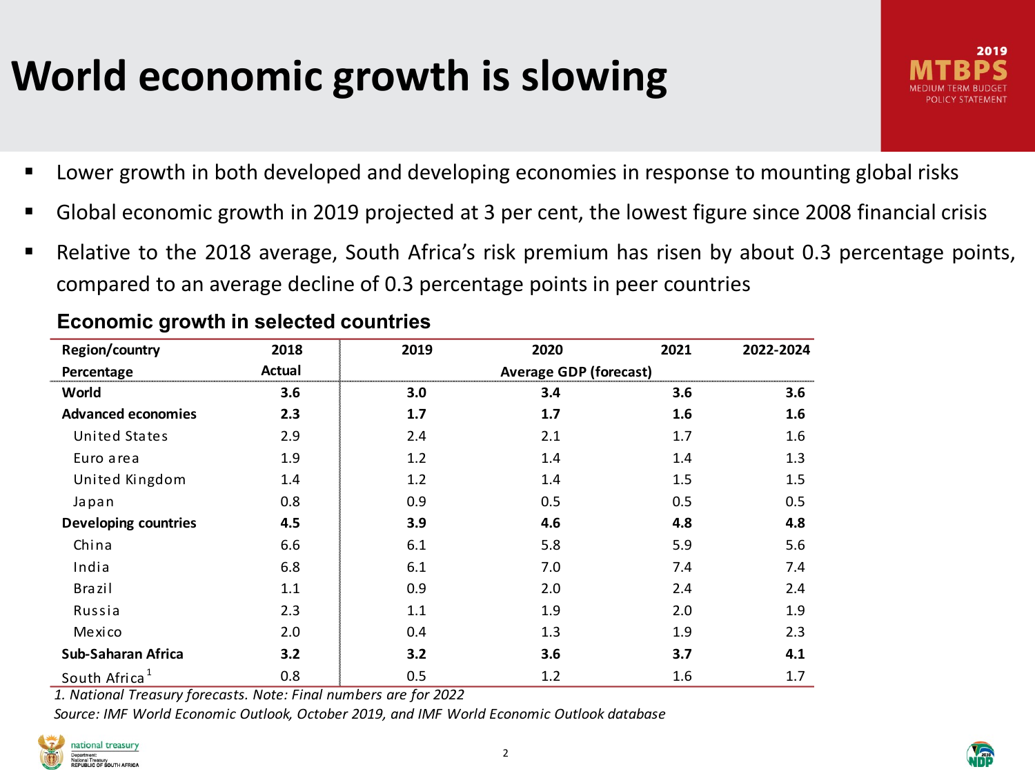# World economic growth is slowing

- Lower growth in both developed and developing economies in response to mounting global risks
- Global economic growth in 2019 projected at 3 per cent, the lowest figure since 2008 financial crisis
- Relative to the 2018 average, South Africa's risk premium has risen by about 0.3 percentage points, compared to an average decline of 0.3 percentage points in peer countries

## Economic growth in selected countries

| Region/country | 2018 | 2019 | 2020 | 2021 | 2022-2024 |
|---|---|---|---|---|---|
| Percentage | Actual | Average GDP (forecast) | | | |
| **World** | **3.6** | **3.0** | **3.4** | **3.6** | **3.6** |
| **Advanced economies** | **2.3** | **1.7** | **1.7** | **1.6** | **1.6** |
| United States | 2.9 | 2.4 | 2.1 | 1.7 | 1.6 |
| Euro area | 1.9 | 1.2 | 1.4 | 1.4 | 1.3 |
| United Kingdom | 1.4 | 1.2 | 1.4 | 1.5 | 1.5 |
| Japan | 0.8 | 0.9 | 0.5 | 0.5 | 0.5 |
| **Developing countries** | **4.5** | **3.9** | **4.6** | **4.8** | **4.8** |
| China | 6.6 | 6.1 | 5.8 | 5.9 | 5.6 |
| India | 6.8 | 6.1 | 7.0 | 7.4 | 7.4 |
| Brazil | 1.1 | 0.9 | 2.0 | 2.4 | 2.4 |
| Russia | 2.3 | 1.1 | 1.9 | 2.0 | 1.9 |
| Mexico | 2.0 | 0.4 | 1.3 | 1.9 | 2.3 |
| **Sub-Saharan Africa** | **3.2** | **3.2** | **3.6** | **3.7** | **4.1** |
| South Africa[1] | 0.8 | 0.5 | 1.2 | 1.6 | 1.7 |

*1. National Treasury forecasts. Note: Final numbers are for 2022*

*Source: IMF World Economic Outlook, October 2019, and IMF World Economic Outlook database*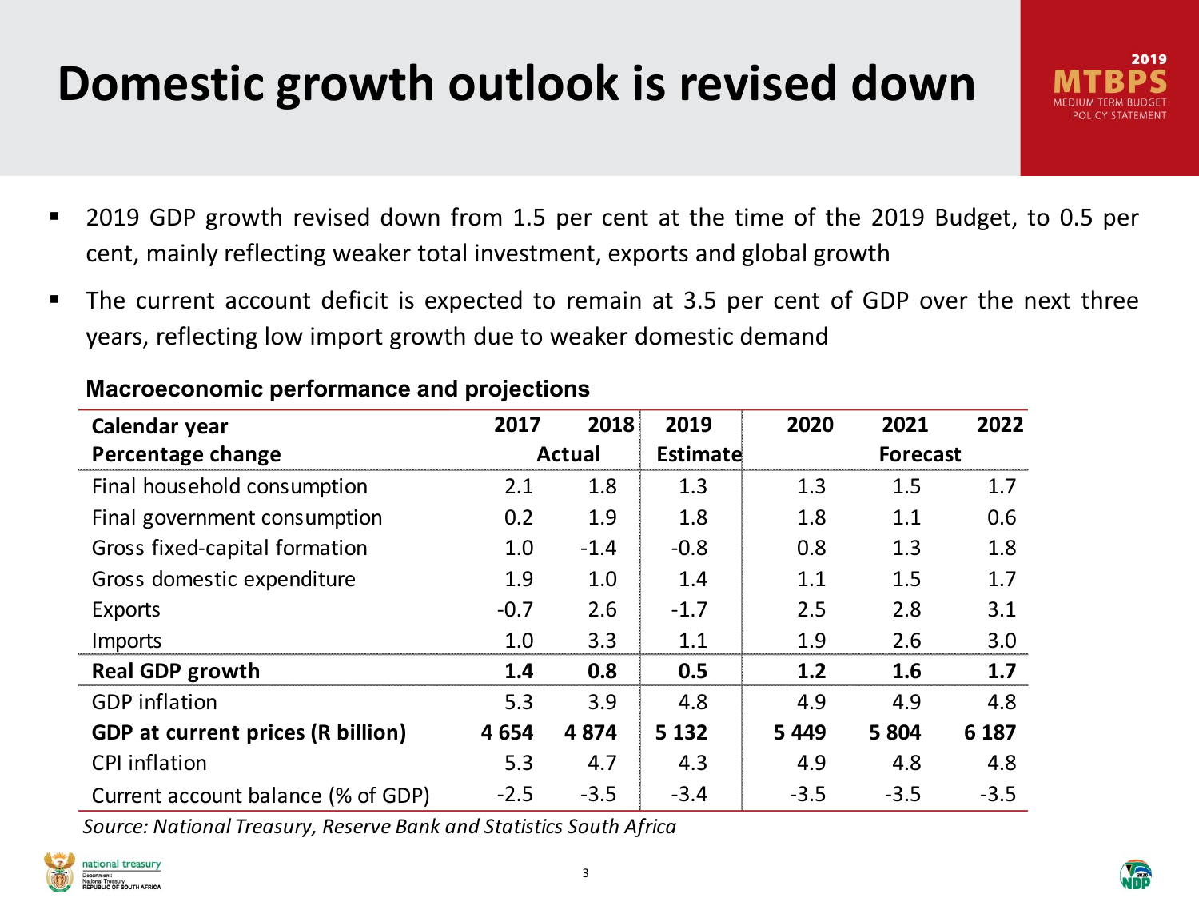# Domestic growth outlook is revised down

- 2019 GDP growth revised down from 1.5 per cent at the time of the 2019 Budget, to 0.5 per cent, mainly reflecting weaker total investment, exports and global growth
- The current account deficit is expected to remain at 3.5 per cent of GDP over the next three years, reflecting low import growth due to weaker domestic demand

**Macroeconomic performance and projections**

| Calendar year | 2017 | 2018 | 2019 | 2020 | 2021 | 2022 |
|---|---|---|---|---|---|---|
| **Percentage change** | **Actual** | | **Estimate** | **Forecast** | | |
| Final household consumption | 2.1 | 1.8 | 1.3 | 1.3 | 1.5 | 1.7 |
| Final government consumption | 0.2 | 1.9 | 1.8 | 1.8 | 1.1 | 0.6 |
| Gross fixed-capital formation | 1.0 | -1.4 | -0.8 | 0.8 | 1.3 | 1.8 |
| Gross domestic expenditure | 1.9 | 1.0 | 1.4 | 1.1 | 1.5 | 1.7 |
| Exports | -0.7 | 2.6 | -1.7 | 2.5 | 2.8 | 3.1 |
| Imports | 1.0 | 3.3 | 1.1 | 1.9 | 2.6 | 3.0 |
| **Real GDP growth** | **1.4** | **0.8** | **0.5** | **1.2** | **1.6** | **1.7** |
| GDP inflation | 5.3 | 3.9 | 4.8 | 4.9 | 4.9 | 4.8 |
| **GDP at current prices (R billion)** | **4 654** | **4 874** | **5 132** | **5 449** | **5 804** | **6 187** |
| CPI inflation | 5.3 | 4.7 | 4.3 | 4.9 | 4.8 | 4.8 |
| Current account balance (% of GDP) | -2.5 | -3.5 | -3.4 | -3.5 | -3.5 | -3.5 |

*Source: National Treasury, Reserve Bank and Statistics South Africa*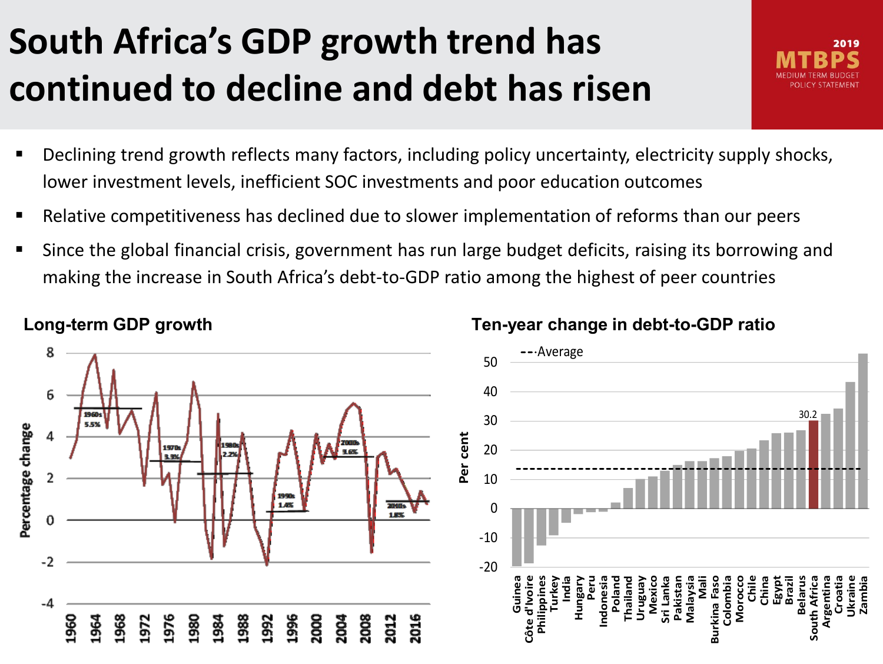# South Africa's GDP growth trend has continued to decline and debt has risen

- Declining trend growth reflects many factors, including policy uncertainty, electricity supply shocks, lower investment levels, inefficient SOC investments and poor education outcomes
- Relative competitiveness has declined due to slower implementation of reforms than our peers
- Since the global financial crisis, government has run large budget deficits, raising its borrowing and making the increase in South Africa's debt-to-GDP ratio among the highest of peer countries

**Long-term GDP growth**

**Ten-year change in debt-to-GDP ratio**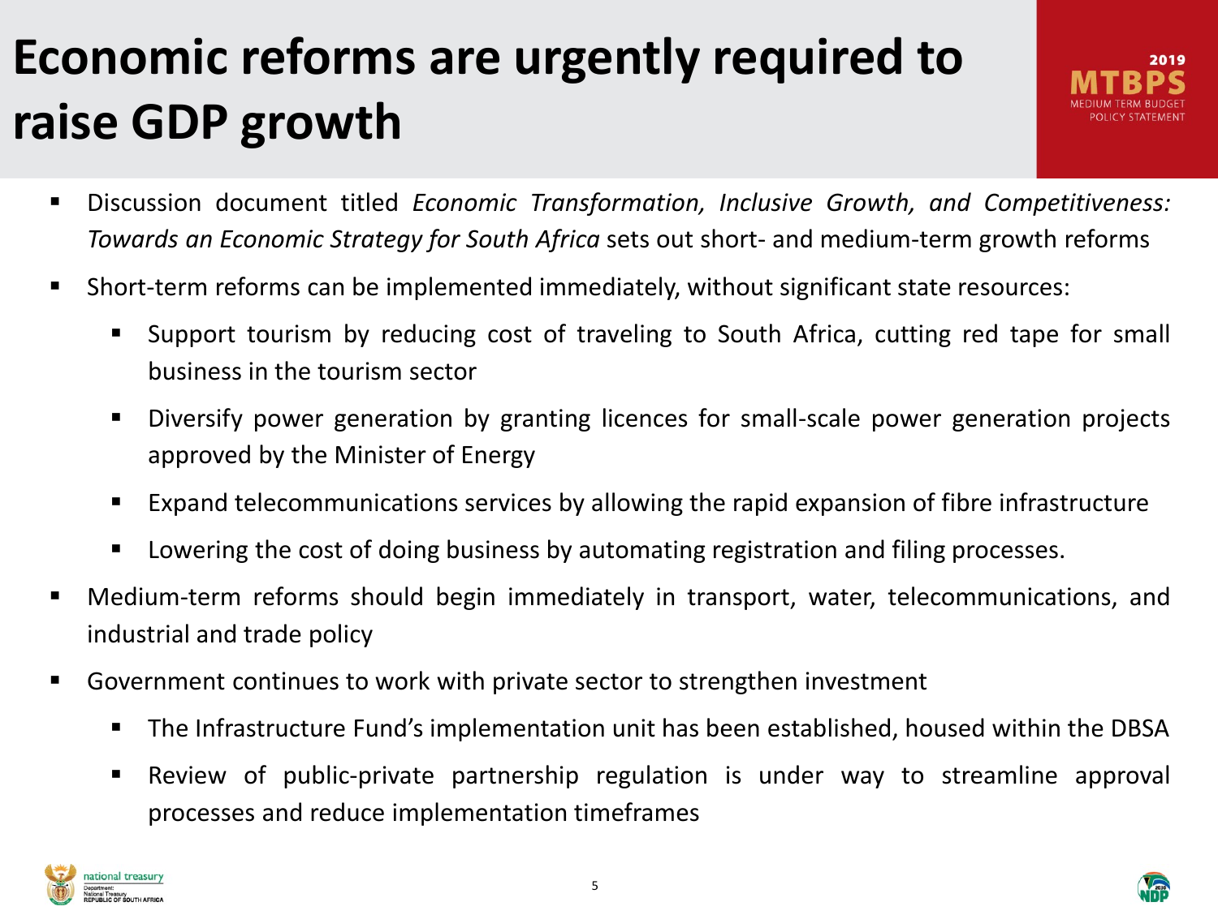# Economic reforms are urgently required to raise GDP growth

- Discussion document titled *Economic Transformation, Inclusive Growth, and Competitiveness: Towards an Economic Strategy for South Africa* sets out short- and medium-term growth reforms
- Short-term reforms can be implemented immediately, without significant state resources:
  - Support tourism by reducing cost of traveling to South Africa, cutting red tape for small business in the tourism sector
  - Diversify power generation by granting licences for small-scale power generation projects approved by the Minister of Energy
  - Expand telecommunications services by allowing the rapid expansion of fibre infrastructure
  - Lowering the cost of doing business by automating registration and filing processes.
- Medium-term reforms should begin immediately in transport, water, telecommunications, and industrial and trade policy
- Government continues to work with private sector to strengthen investment
  - The Infrastructure Fund's implementation unit has been established, housed within the DBSA
  - Review of public-private partnership regulation is under way to streamline approval processes and reduce implementation timeframes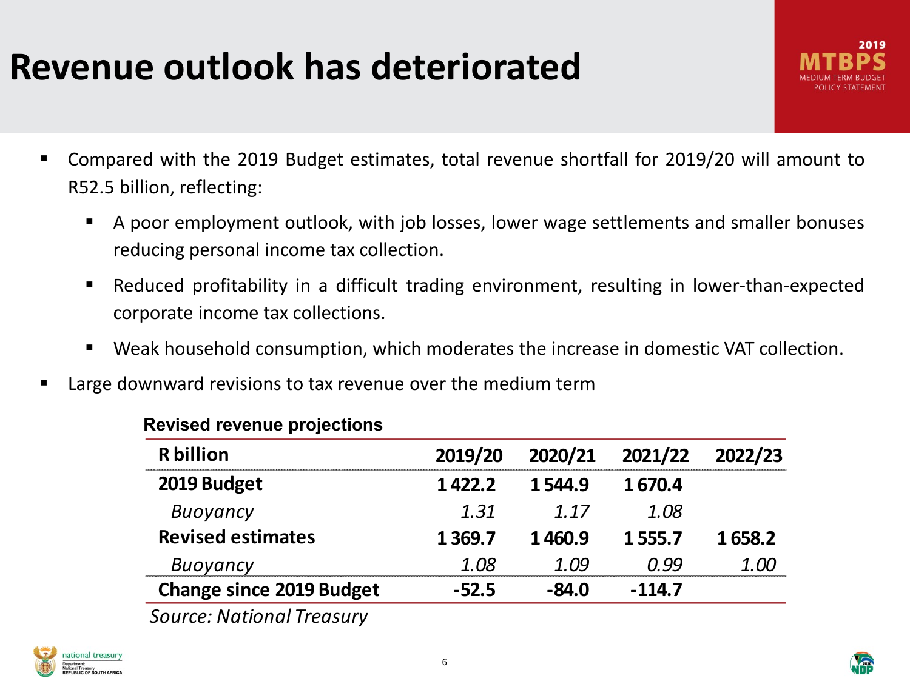# Revenue outlook has deteriorated

- Compared with the 2019 Budget estimates, total revenue shortfall for 2019/20 will amount to R52.5 billion, reflecting:
  - A poor employment outlook, with job losses, lower wage settlements and smaller bonuses reducing personal income tax collection.
  - Reduced profitability in a difficult trading environment, resulting in lower-than-expected corporate income tax collections.
  - Weak household consumption, which moderates the increase in domestic VAT collection.
- Large downward revisions to tax revenue over the medium term

**Revised revenue projections**

| R billion | 2019/20 | 2020/21 | 2021/22 | 2022/23 |
|---|---|---|---|---|
| **2019 Budget** | **1 422.2** | **1 544.9** | **1 670.4** | |
| *Buoyancy* | *1.31* | *1.17* | *1.08* | |
| **Revised estimates** | **1 369.7** | **1 460.9** | **1 555.7** | **1 658.2** |
| *Buoyancy* | *1.08* | *1.09* | *0.99* | *1.00* |
| **Change since 2019 Budget** | **-52.5** | **-84.0** | **-114.7** | |

*Source: National Treasury*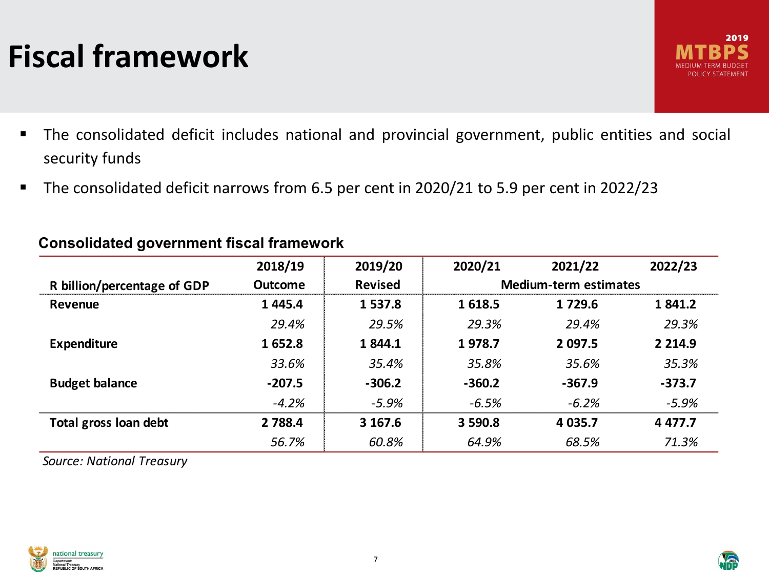# Fiscal framework

- The consolidated deficit includes national and provincial government, public entities and social security funds
- The consolidated deficit narrows from 6.5 per cent in 2020/21 to 5.9 per cent in 2022/23

**Consolidated government fiscal framework**

| R billion/percentage of GDP | 2018/19 Outcome | 2019/20 Revised | 2020/21 Medium-term estimates | 2021/22 | 2022/23 |
|---|---|---|---|---|---|
| **Revenue** | **1 445.4** | **1 537.8** | **1 618.5** | **1 729.6** | **1 841.2** |
| | *29.4%* | *29.5%* | *29.3%* | *29.4%* | *29.3%* |
| **Expenditure** | **1 652.8** | **1 844.1** | **1 978.7** | **2 097.5** | **2 214.9** |
| | *33.6%* | *35.4%* | *35.8%* | *35.6%* | *35.3%* |
| **Budget balance** | **-207.5** | **-306.2** | **-360.2** | **-367.9** | **-373.7** |
| | *-4.2%* | *-5.9%* | *-6.5%* | *-6.2%* | *-5.9%* |
| **Total gross loan debt** | **2 788.4** | **3 167.6** | **3 590.8** | **4 035.7** | **4 477.7** |
| | *56.7%* | *60.8%* | *64.9%* | *68.5%* | *71.3%* |

*Source: National Treasury*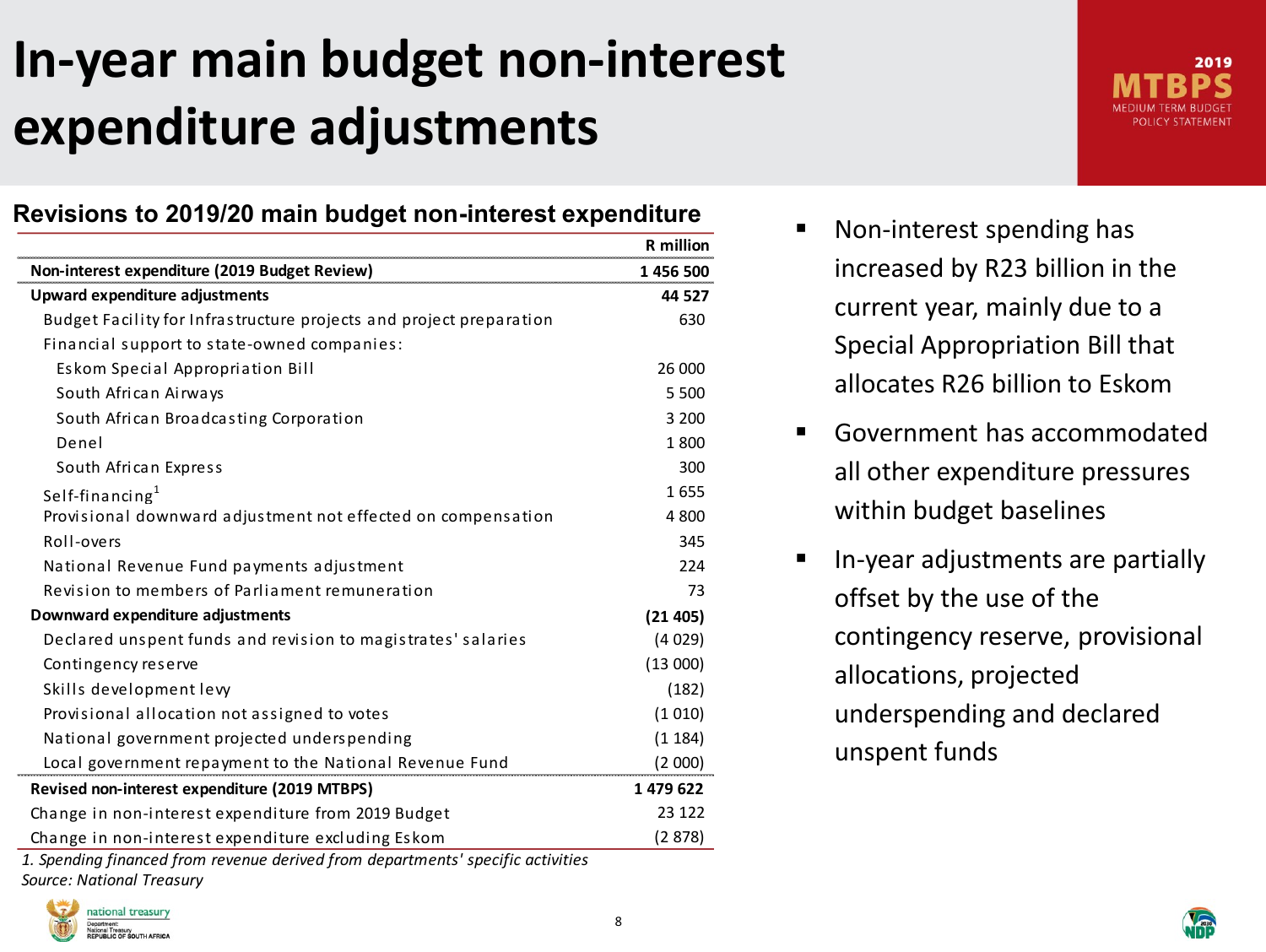# In-year main budget non-interest expenditure adjustments

2019 MTBPS MEDIUM TERM BUDGET POLICY STATEMENT

## Revisions to 2019/20 main budget non-interest expenditure

| | R million |
|---|---|
| **Non-interest expenditure (2019 Budget Review)** | **1 456 500** |
| **Upward expenditure adjustments** | **44 527** |
| Budget Facility for Infrastructure projects and project preparation | 630 |
| Financial support to state-owned companies: | |
| Eskom Special Appropriation Bill | 26 000 |
| South African Airways | 5 500 |
| South African Broadcasting Corporation | 3 200 |
| Denel | 1 800 |
| South African Express | 300 |
| Self-financing[1] | 1 655 |
| Provisional downward adjustment not effected on compensation | 4 800 |
| Roll-overs | 345 |
| National Revenue Fund payments adjustment | 224 |
| Revision to members of Parliament remuneration | 73 |
| **Downward expenditure adjustments** | **(21 405)** |
| Declared unspent funds and revision to magistrates' salaries | (4 029) |
| Contingency reserve | (13 000) |
| Skills development levy | (182) |
| Provisional allocation not assigned to votes | (1 010) |
| National government projected underspending | (1 184) |
| Local government repayment to the National Revenue Fund | (2 000) |
| **Revised non-interest expenditure (2019 MTBPS)** | **1 479 622** |
| Change in non-interest expenditure from 2019 Budget | 23 122 |
| Change in non-interest expenditure excluding Eskom | (2 878) |

*1. Spending financed from revenue derived from departments' specific activities*

*Source: National Treasury*

- Non-interest spending has increased by R23 billion in the current year, mainly due to a Special Appropriation Bill that allocates R26 billion to Eskom
- Government has accommodated all other expenditure pressures within budget baselines
- In-year adjustments are partially offset by the use of the contingency reserve, provisional allocations, projected underspending and declared unspent funds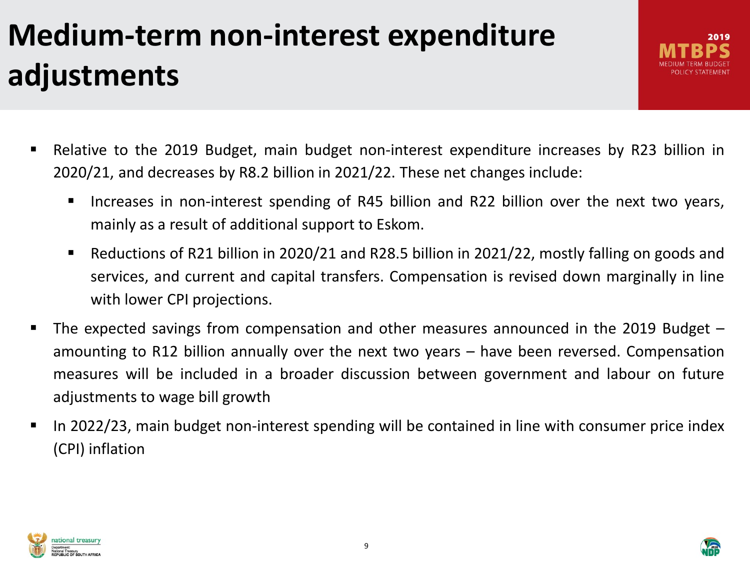# Medium-term non-interest expenditure adjustments

- Relative to the 2019 Budget, main budget non-interest expenditure increases by R23 billion in 2020/21, and decreases by R8.2 billion in 2021/22. These net changes include:
  - Increases in non-interest spending of R45 billion and R22 billion over the next two years, mainly as a result of additional support to Eskom.
  - Reductions of R21 billion in 2020/21 and R28.5 billion in 2021/22, mostly falling on goods and services, and current and capital transfers. Compensation is revised down marginally in line with lower CPI projections.
- The expected savings from compensation and other measures announced in the 2019 Budget – amounting to R12 billion annually over the next two years – have been reversed. Compensation measures will be included in a broader discussion between government and labour on future adjustments to wage bill growth
- In 2022/23, main budget non-interest spending will be contained in line with consumer price index (CPI) inflation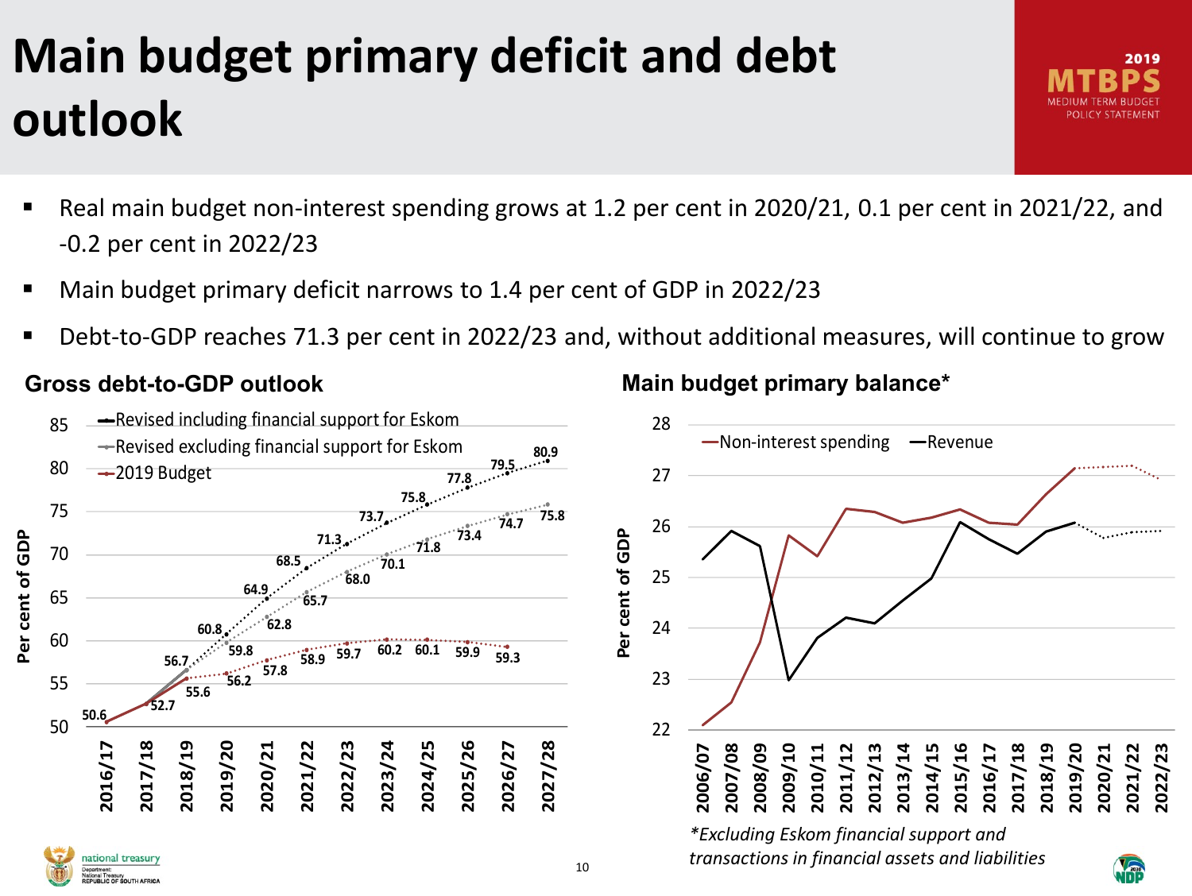# Main budget primary deficit and debt outlook

- Real main budget non-interest spending grows at 1.2 per cent in 2020/21, 0.1 per cent in 2021/22, and -0.2 per cent in 2022/23
- Main budget primary deficit narrows to 1.4 per cent of GDP in 2022/23
- Debt-to-GDP reaches 71.3 per cent in 2022/23 and, without additional measures, will continue to grow

## Gross debt-to-GDP outlook

| Per cent of GDP | 2016/17 | 2017/18 | 2018/19 | 2019/20 | 2020/21 | 2021/22 | 2022/23 | 2023/24 | 2024/25 | 2025/26 | 2026/27 | 2027/28 |
|---|---|---|---|---|---|---|---|---|---|---|---|---|
| Revised including financial support for Eskom | 50.6 | 52.7 | 56.7 | 60.8 | 64.9 | 68.5 | 71.3 | 73.7 | 75.8 | 77.8 | 79.5 | 80.9 |
| Revised excluding financial support for Eskom | 50.6 | 52.7 | 56.7 | 59.8 | 62.8 | 65.7 | 68.0 | 70.1 | 71.8 | 73.4 | 74.7 | 75.8 |
| 2019 Budget | 50.6 | 52.7 | 55.6 | 56.2 | 57.8 | 58.9 | 59.7 | 60.2 | 60.1 | 59.9 | 59.3 | |

## Main budget primary balance*

Chart: Non-interest spending and Revenue, per cent of GDP, 2006/07 to 2022/23.

*Excluding Eskom financial support and transactions in financial assets and liabilities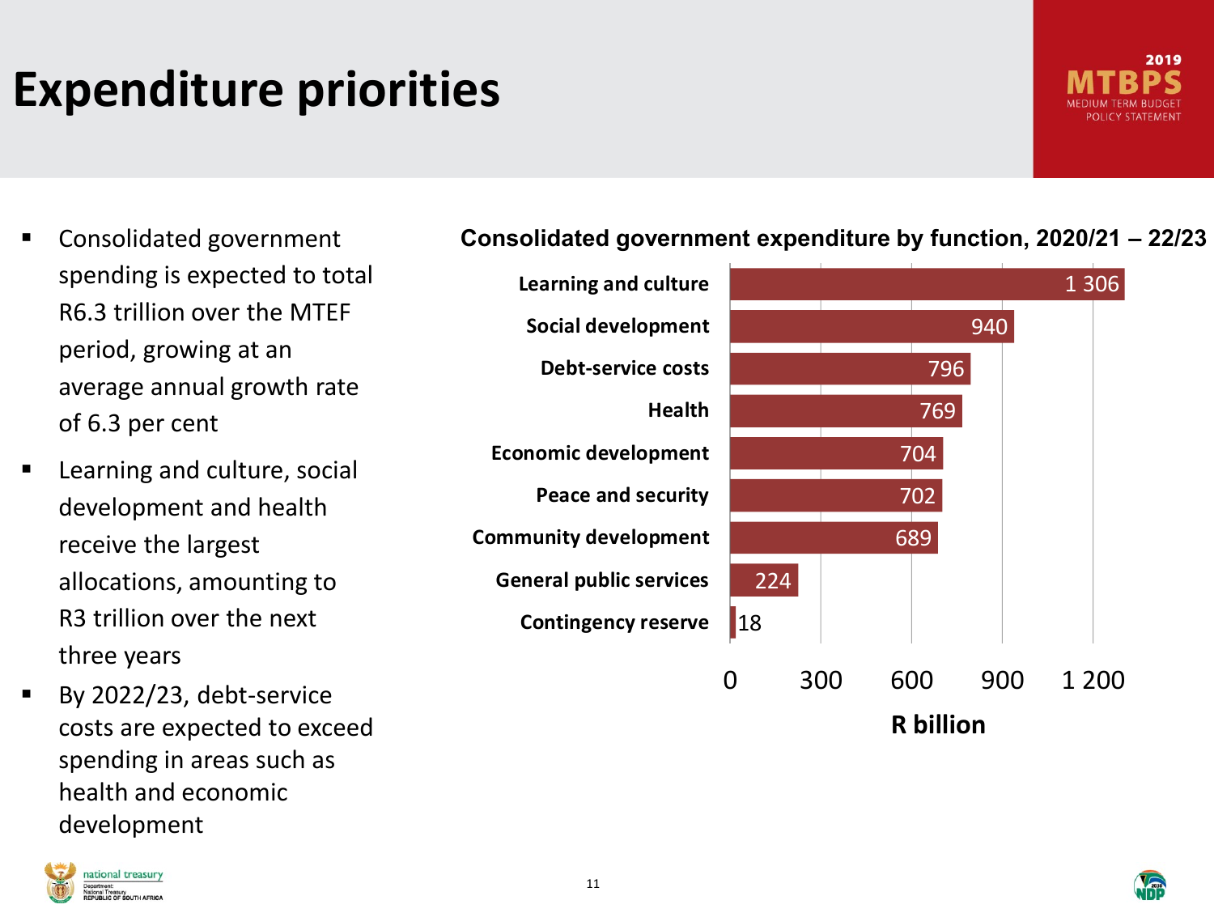# Expenditure priorities

- Consolidated government spending is expected to total R6.3 trillion over the MTEF period, growing at an average annual growth rate of 6.3 per cent
- Learning and culture, social development and health receive the largest allocations, amounting to R3 trillion over the next three years
- By 2022/23, debt-service costs are expected to exceed spending in areas such as health and economic development

**Consolidated government expenditure by function, 2020/21 – 22/23**

| Function | R billion |
|---|---|
| Learning and culture | 1 306 |
| Social development | 940 |
| Debt-service costs | 796 |
| Health | 769 |
| Economic development | 704 |
| Peace and security | 702 |
| Community development | 689 |
| General public services | 224 |
| Contingency reserve | 18 |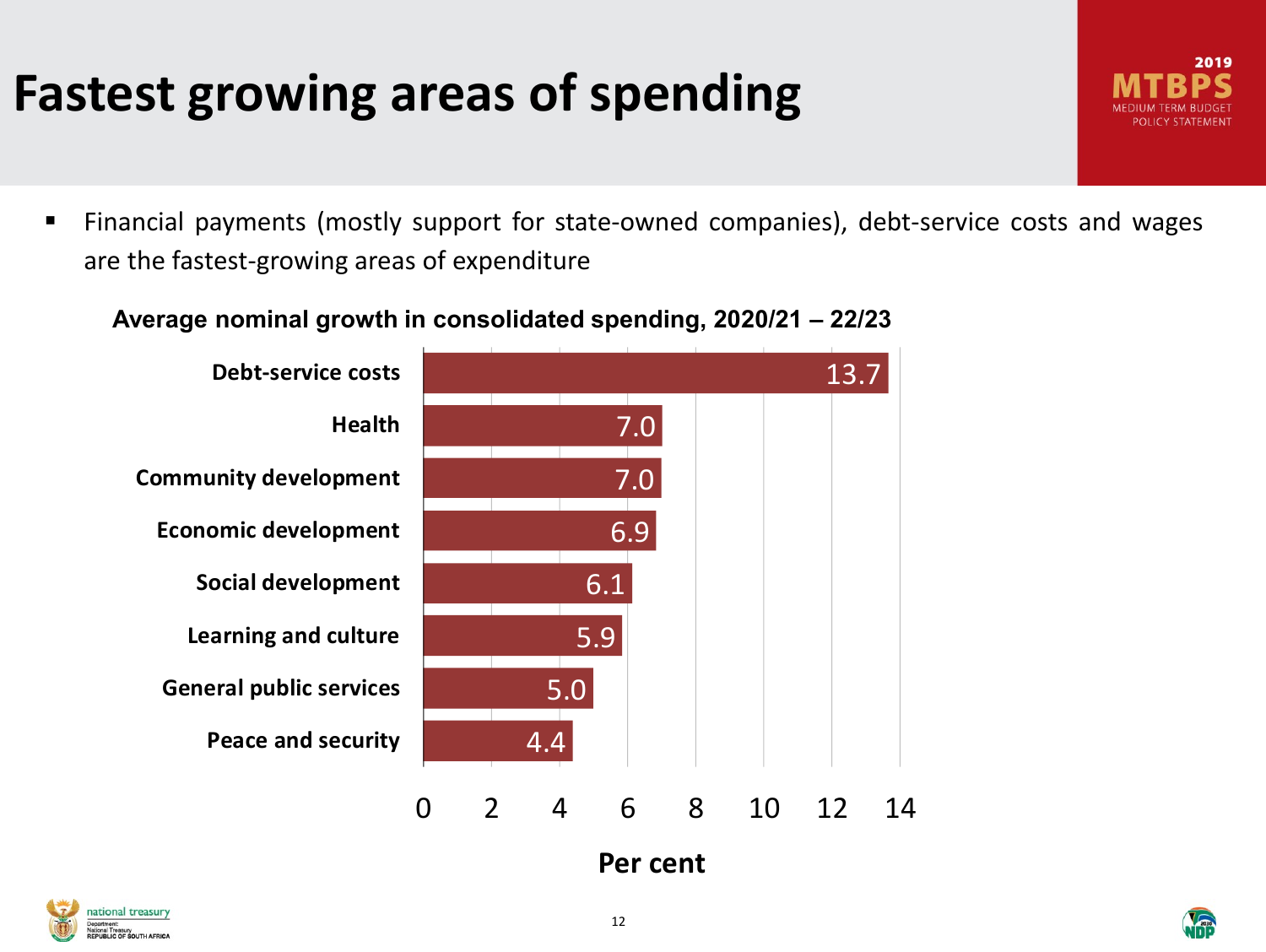# Fastest growing areas of spending

- Financial payments (mostly support for state-owned companies), debt-service costs and wages are the fastest-growing areas of expenditure

**Average nominal growth in consolidated spending, 2020/21 – 22/23**

| | Per cent |
| --- | --- |
| Debt-service costs | 13.7 |
| Health | 7.0 |
| Community development | 7.0 |
| Economic development | 6.9 |
| Social development | 6.1 |
| Learning and culture | 5.9 |
| General public services | 5.0 |
| Peace and security | 4.4 |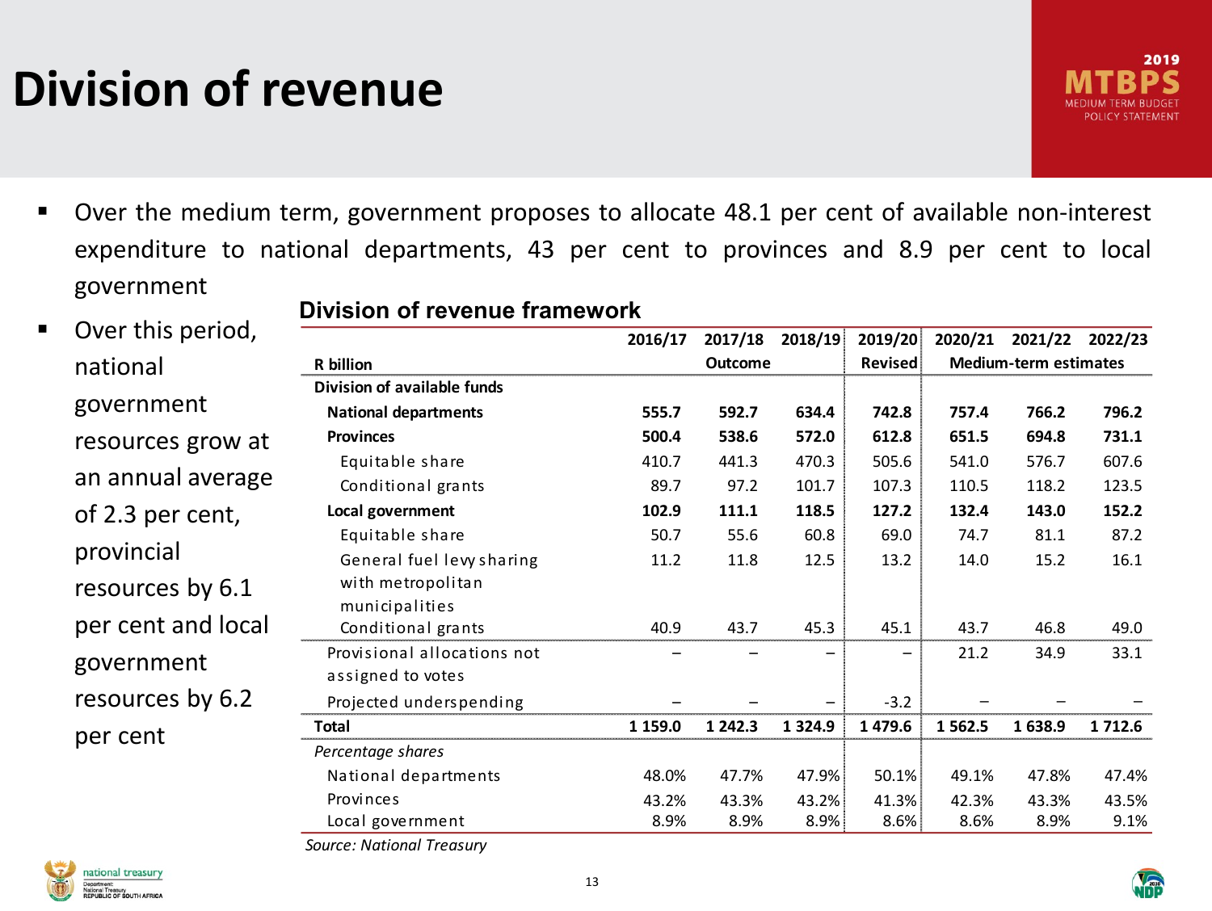# Division of revenue

- Over the medium term, government proposes to allocate 48.1 per cent of available non-interest expenditure to national departments, 43 per cent to provinces and 8.9 per cent to local government
- Over this period, national government resources grow at an annual average of 2.3 per cent, provincial resources by 6.1 per cent and local government resources by 6.2 per cent

**Division of revenue framework**

| R billion | 2016/17 | 2017/18 | 2018/19 | 2019/20 | 2020/21 | 2021/22 | 2022/23 |
|---|---|---|---|---|---|---|---|
| | | Outcome | | Revised | | Medium-term estimates | |
| **Division of available funds** | | | | | | | |
| **National departments** | **555.7** | **592.7** | **634.4** | **742.8** | **757.4** | **766.2** | **796.2** |
| **Provinces** | **500.4** | **538.6** | **572.0** | **612.8** | **651.5** | **694.8** | **731.1** |
| Equitable share | 410.7 | 441.3 | 470.3 | 505.6 | 541.0 | 576.7 | 607.6 |
| Conditional grants | 89.7 | 97.2 | 101.7 | 107.3 | 110.5 | 118.2 | 123.5 |
| **Local government** | **102.9** | **111.1** | **118.5** | **127.2** | **132.4** | **143.0** | **152.2** |
| Equitable share | 50.7 | 55.6 | 60.8 | 69.0 | 74.7 | 81.1 | 87.2 |
| General fuel levy sharing with metropolitan municipalities | 11.2 | 11.8 | 12.5 | 13.2 | 14.0 | 15.2 | 16.1 |
| Conditional grants | 40.9 | 43.7 | 45.3 | 45.1 | 43.7 | 46.8 | 49.0 |
| Provisional allocations not assigned to votes | – | – | – | – | 21.2 | 34.9 | 33.1 |
| Projected underspending | – | – | – | -3.2 | – | – | – |
| **Total** | **1 159.0** | **1 242.3** | **1 324.9** | **1 479.6** | **1 562.5** | **1 638.9** | **1 712.6** |
| *Percentage shares* | | | | | | | |
| National departments | 48.0% | 47.7% | 47.9% | 50.1% | 49.1% | 47.8% | 47.4% |
| Provinces | 43.2% | 43.3% | 43.2% | 41.3% | 42.3% | 43.3% | 43.5% |
| Local government | 8.9% | 8.9% | 8.9% | 8.6% | 8.6% | 8.9% | 9.1% |

*Source: National Treasury*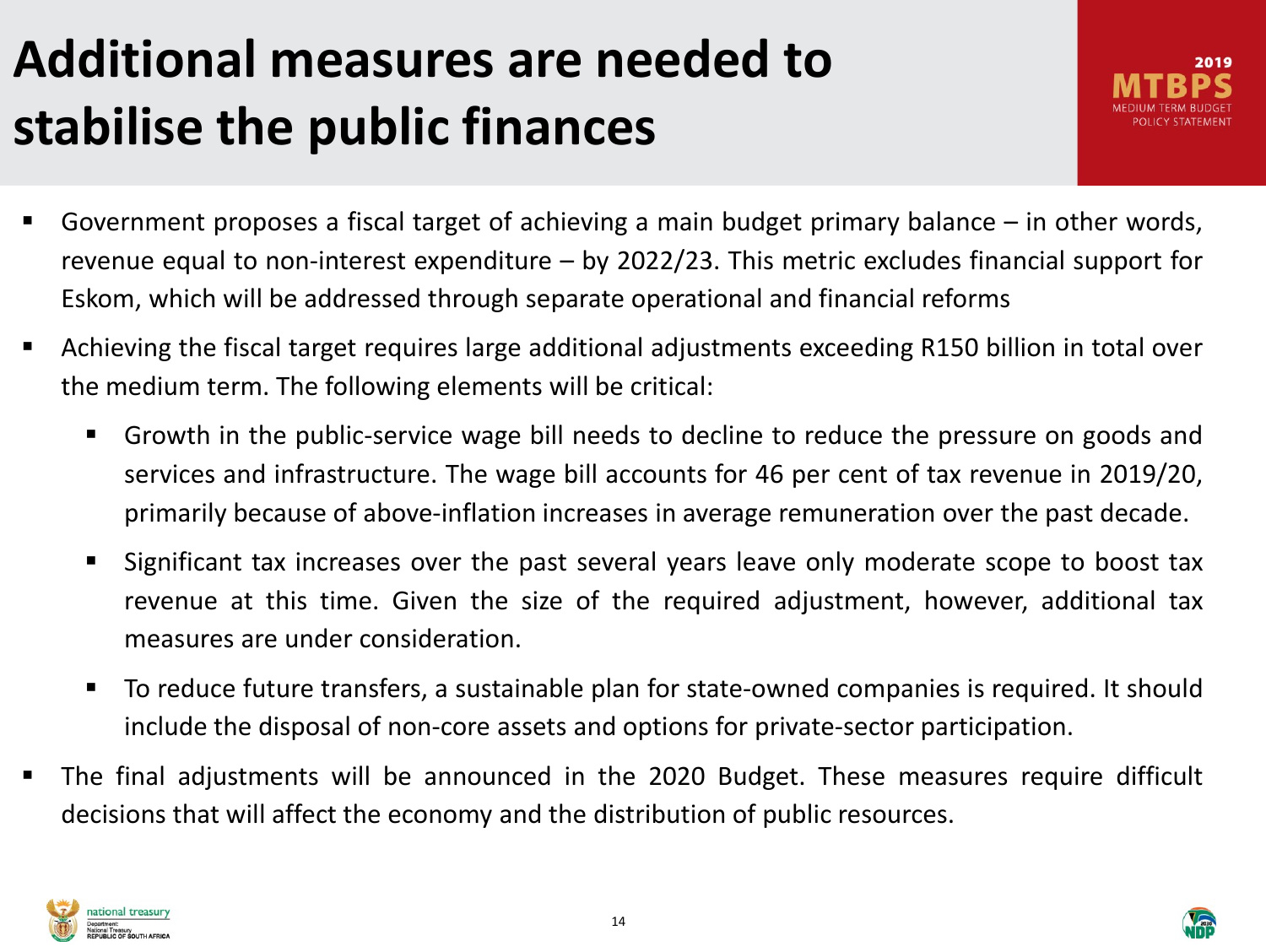# Additional measures are needed to stabilise the public finances

- Government proposes a fiscal target of achieving a main budget primary balance – in other words, revenue equal to non-interest expenditure – by 2022/23. This metric excludes financial support for Eskom, which will be addressed through separate operational and financial reforms
- Achieving the fiscal target requires large additional adjustments exceeding R150 billion in total over the medium term. The following elements will be critical:
  - Growth in the public-service wage bill needs to decline to reduce the pressure on goods and services and infrastructure. The wage bill accounts for 46 per cent of tax revenue in 2019/20, primarily because of above-inflation increases in average remuneration over the past decade.
  - Significant tax increases over the past several years leave only moderate scope to boost tax revenue at this time. Given the size of the required adjustment, however, additional tax measures are under consideration.
  - To reduce future transfers, a sustainable plan for state-owned companies is required. It should include the disposal of non-core assets and options for private-sector participation.
- The final adjustments will be announced in the 2020 Budget. These measures require difficult decisions that will affect the economy and the distribution of public resources.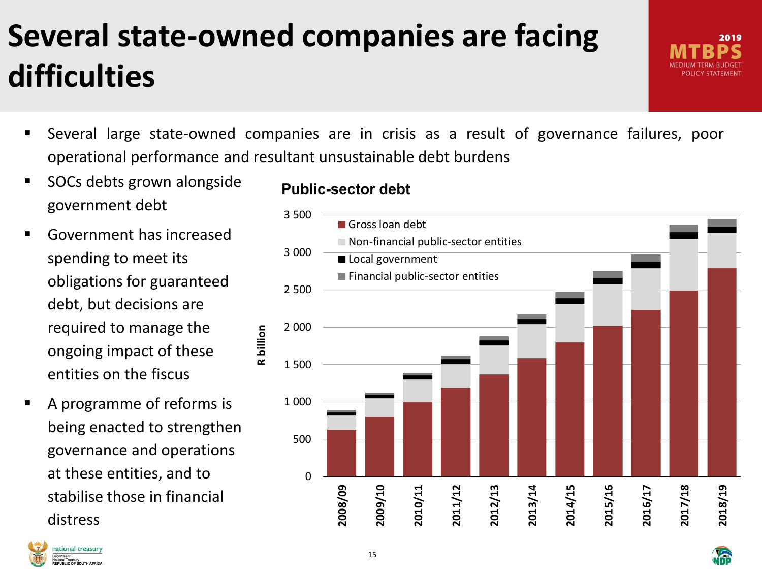# Several state-owned companies are facing difficulties

- Several large state-owned companies are in crisis as a result of governance failures, poor operational performance and resultant unsustainable debt burdens
- SOCs debts grown alongside government debt
- Government has increased spending to meet its obligations for guaranteed debt, but decisions are required to manage the ongoing impact of these entities on the fiscus
- A programme of reforms is being enacted to strengthen governance and operations at these entities, and to stabilise those in financial distress

**Public-sector debt**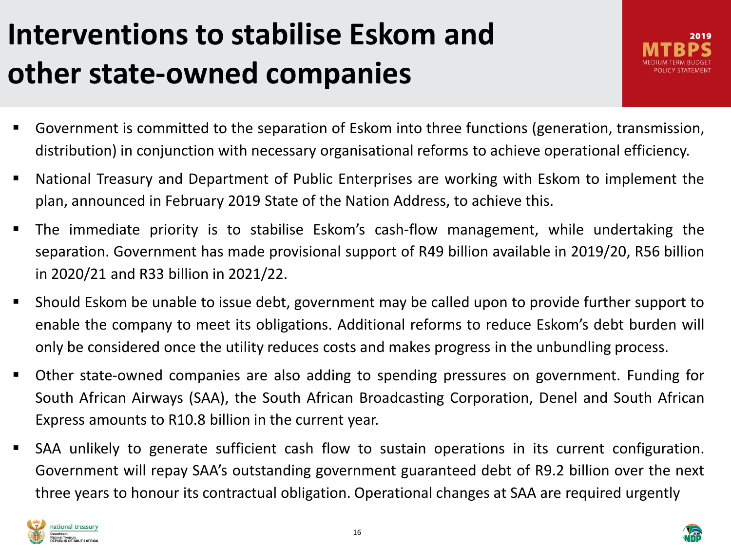# Interventions to stabilise Eskom and other state-owned companies

- Government is committed to the separation of Eskom into three functions (generation, transmission, distribution) in conjunction with necessary organisational reforms to achieve operational efficiency.
- National Treasury and Department of Public Enterprises are working with Eskom to implement the plan, announced in February 2019 State of the Nation Address, to achieve this.
- The immediate priority is to stabilise Eskom's cash-flow management, while undertaking the separation. Government has made provisional support of R49 billion available in 2019/20, R56 billion in 2020/21 and R33 billion in 2021/22.
- Should Eskom be unable to issue debt, government may be called upon to provide further support to enable the company to meet its obligations. Additional reforms to reduce Eskom's debt burden will only be considered once the utility reduces costs and makes progress in the unbundling process.
- Other state-owned companies are also adding to spending pressures on government. Funding for South African Airways (SAA), the South African Broadcasting Corporation, Denel and South African Express amounts to R10.8 billion in the current year.
- SAA unlikely to generate sufficient cash flow to sustain operations in its current configuration. Government will repay SAA's outstanding government guaranteed debt of R9.2 billion over the next three years to honour its contractual obligation. Operational changes at SAA are required urgently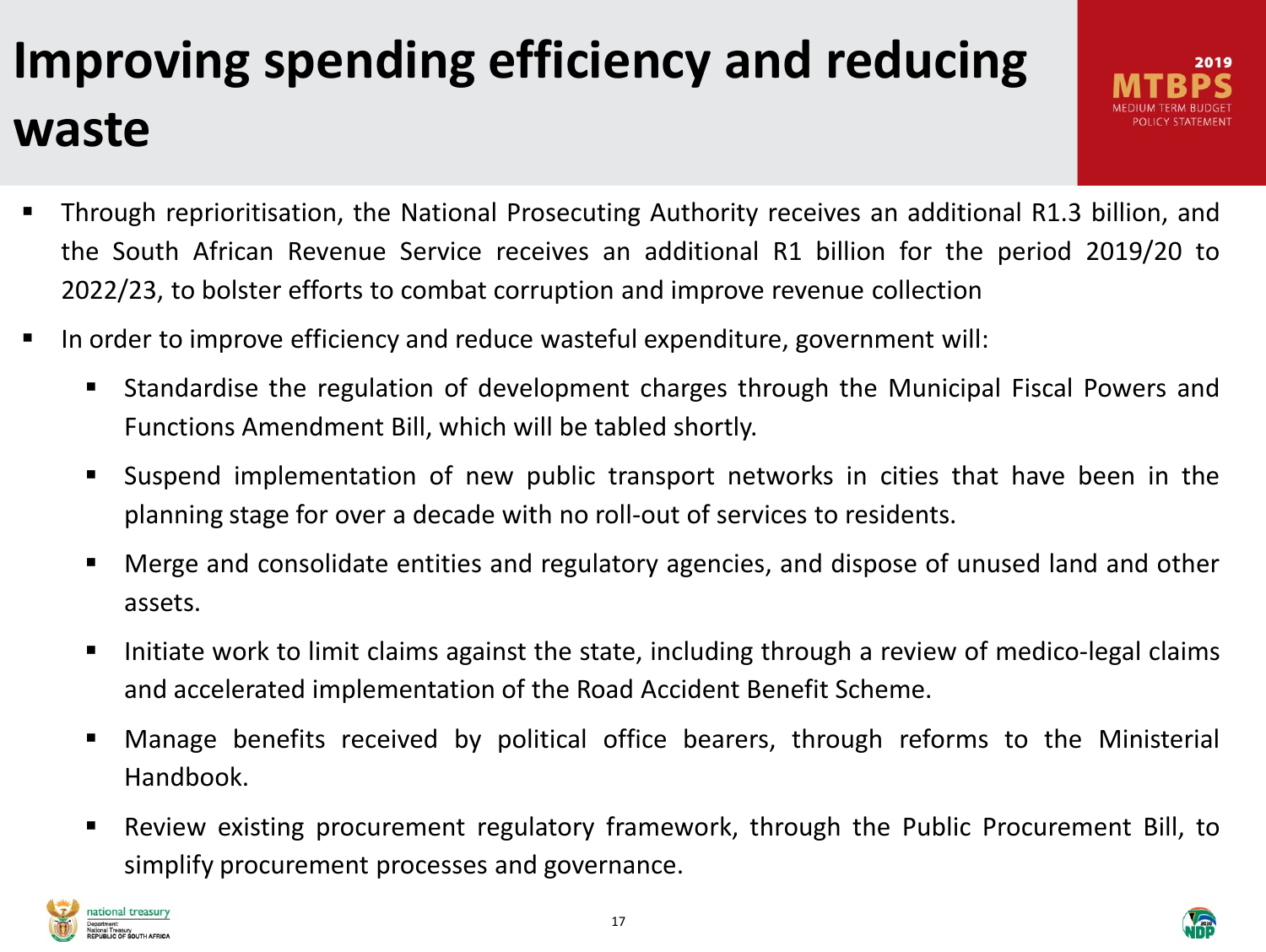# Improving spending efficiency and reducing waste

- Through reprioritisation, the National Prosecuting Authority receives an additional R1.3 billion, and the South African Revenue Service receives an additional R1 billion for the period 2019/20 to 2022/23, to bolster efforts to combat corruption and improve revenue collection
- In order to improve efficiency and reduce wasteful expenditure, government will:
  - Standardise the regulation of development charges through the Municipal Fiscal Powers and Functions Amendment Bill, which will be tabled shortly.
  - Suspend implementation of new public transport networks in cities that have been in the planning stage for over a decade with no roll-out of services to residents.
  - Merge and consolidate entities and regulatory agencies, and dispose of unused land and other assets.
  - Initiate work to limit claims against the state, including through a review of medico-legal claims and accelerated implementation of the Road Accident Benefit Scheme.
  - Manage benefits received by political office bearers, through reforms to the Ministerial Handbook.
  - Review existing procurement regulatory framework, through the Public Procurement Bill, to simplify procurement processes and governance.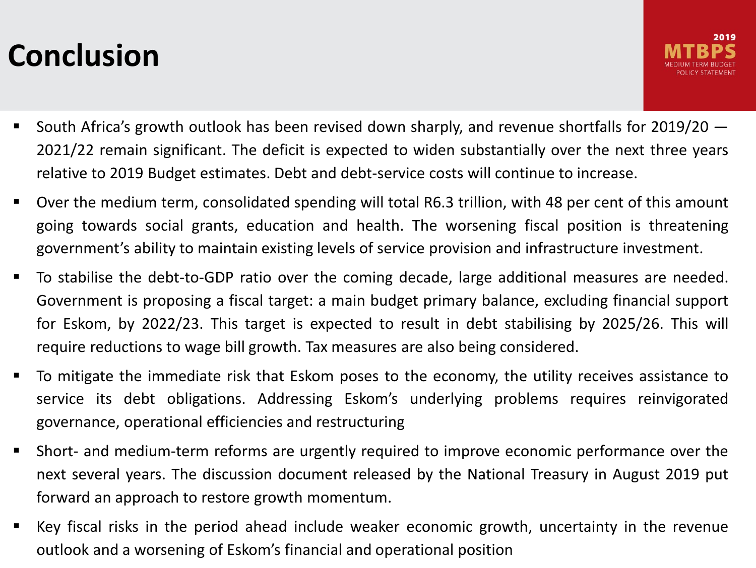# Conclusion

- South Africa's growth outlook has been revised down sharply, and revenue shortfalls for 2019/20 — 2021/22 remain significant. The deficit is expected to widen substantially over the next three years relative to 2019 Budget estimates. Debt and debt-service costs will continue to increase.
- Over the medium term, consolidated spending will total R6.3 trillion, with 48 per cent of this amount going towards social grants, education and health. The worsening fiscal position is threatening government's ability to maintain existing levels of service provision and infrastructure investment.
- To stabilise the debt-to-GDP ratio over the coming decade, large additional measures are needed. Government is proposing a fiscal target: a main budget primary balance, excluding financial support for Eskom, by 2022/23. This target is expected to result in debt stabilising by 2025/26. This will require reductions to wage bill growth. Tax measures are also being considered.
- To mitigate the immediate risk that Eskom poses to the economy, the utility receives assistance to service its debt obligations. Addressing Eskom's underlying problems requires reinvigorated governance, operational efficiencies and restructuring
- Short- and medium-term reforms are urgently required to improve economic performance over the next several years. The discussion document released by the National Treasury in August 2019 put forward an approach to restore growth momentum.
- Key fiscal risks in the period ahead include weaker economic growth, uncertainty in the revenue outlook and a worsening of Eskom's financial and operational position